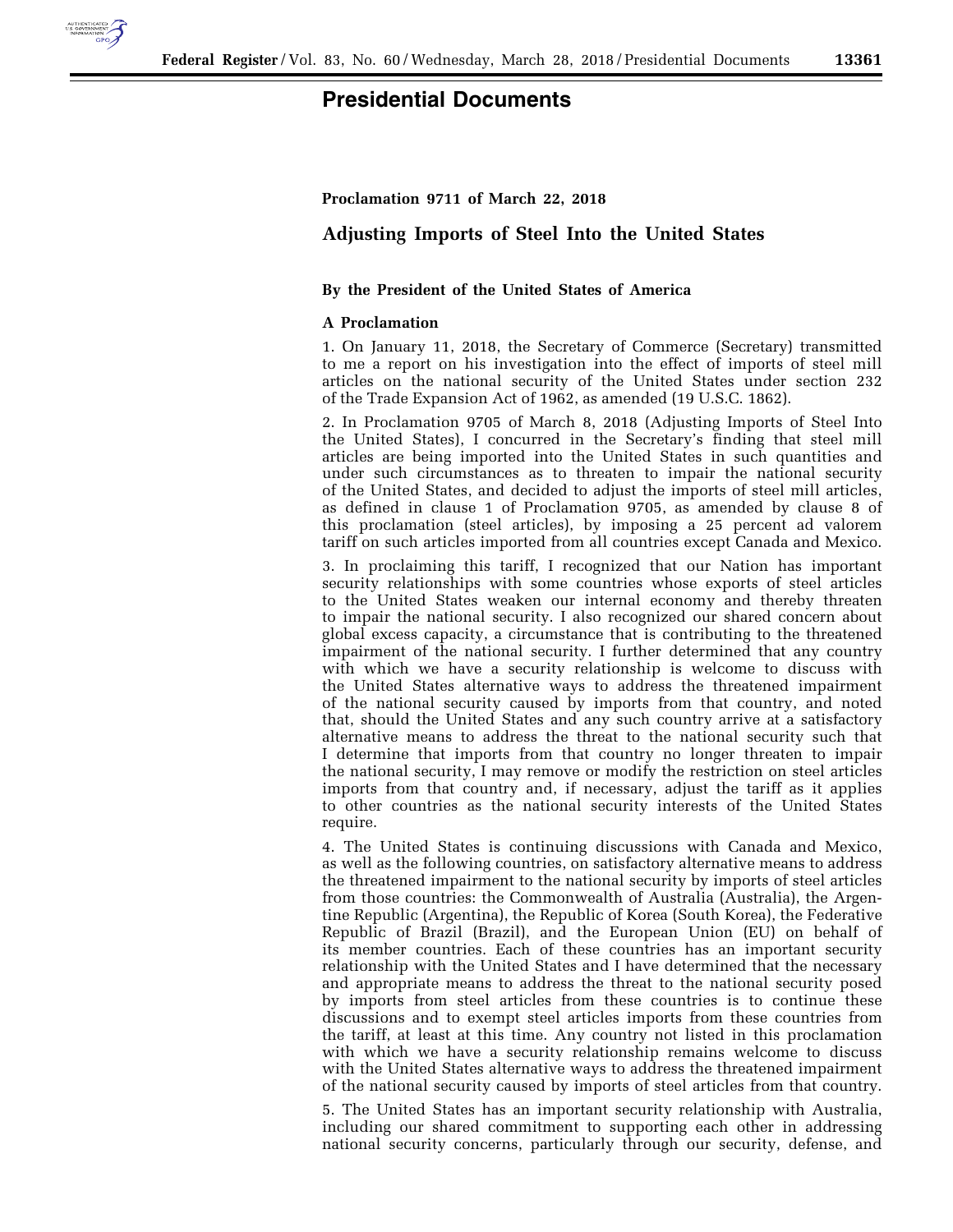# Presidential Documents

**Proclamation 9711 of March 22, 2018**

## Adjusting Imports of Steel Into the United States

**By the President of the United States of America**

**A Proclamation**

1. On January 11, 2018, the Secretary of Commerce (Secretary) transmitted to me a report on his investigation into the effect of imports of steel mill articles on the national security of the United States under section 232 of the Trade Expansion Act of 1962, as amended (19 U.S.C. 1862).

2. In Proclamation 9705 of March 8, 2018 (Adjusting Imports of Steel Into the United States), I concurred in the Secretary's finding that steel mill articles are being imported into the United States in such quantities and under such circumstances as to threaten to impair the national security of the United States, and decided to adjust the imports of steel mill articles, as defined in clause 1 of Proclamation 9705, as amended by clause 8 of this proclamation (steel articles), by imposing a 25 percent ad valorem tariff on such articles imported from all countries except Canada and Mexico.

3. In proclaiming this tariff, I recognized that our Nation has important security relationships with some countries whose exports of steel articles to the United States weaken our internal economy and thereby threaten to impair the national security. I also recognized our shared concern about global excess capacity, a circumstance that is contributing to the threatened impairment of the national security. I further determined that any country with which we have a security relationship is welcome to discuss with the United States alternative ways to address the threatened impairment of the national security caused by imports from that country, and noted that, should the United States and any such country arrive at a satisfactory alternative means to address the threat to the national security such that I determine that imports from that country no longer threaten to impair the national security, I may remove or modify the restriction on steel articles imports from that country and, if necessary, adjust the tariff as it applies to other countries as the national security interests of the United States require.

4. The United States is continuing discussions with Canada and Mexico, as well as the following countries, on satisfactory alternative means to address the threatened impairment to the national security by imports of steel articles from those countries: the Commonwealth of Australia (Australia), the Argentine Republic (Argentina), the Republic of Korea (South Korea), the Federative Republic of Brazil (Brazil), and the European Union (EU) on behalf of its member countries. Each of these countries has an important security relationship with the United States and I have determined that the necessary and appropriate means to address the threat to the national security posed by imports from steel articles from these countries is to continue these discussions and to exempt steel articles imports from these countries from the tariff, at least at this time. Any country not listed in this proclamation with which we have a security relationship remains welcome to discuss with the United States alternative ways to address the threatened impairment of the national security caused by imports of steel articles from that country.

5. The United States has an important security relationship with Australia, including our shared commitment to supporting each other in addressing national security concerns, particularly through our security, defense, and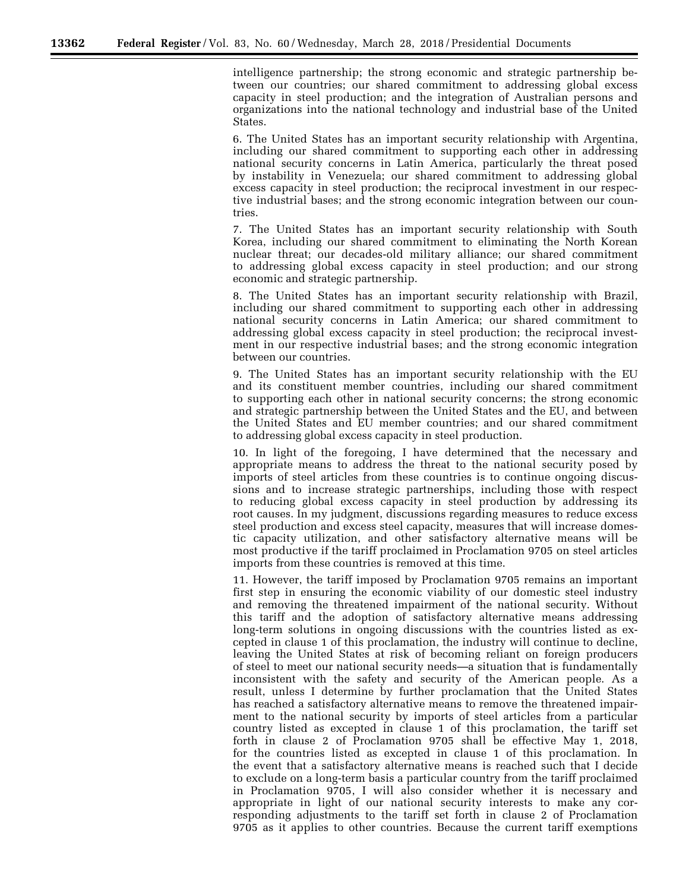intelligence partnership; the strong economic and strategic partnership between our countries; our shared commitment to addressing global excess capacity in steel production; and the integration of Australian persons and organizations into the national technology and industrial base of the United States.

6. The United States has an important security relationship with Argentina, including our shared commitment to supporting each other in addressing national security concerns in Latin America, particularly the threat posed by instability in Venezuela; our shared commitment to addressing global excess capacity in steel production; the reciprocal investment in our respective industrial bases; and the strong economic integration between our countries.

7. The United States has an important security relationship with South Korea, including our shared commitment to eliminating the North Korean nuclear threat; our decades-old military alliance; our shared commitment to addressing global excess capacity in steel production; and our strong economic and strategic partnership.

8. The United States has an important security relationship with Brazil, including our shared commitment to supporting each other in addressing national security concerns in Latin America; our shared commitment to addressing global excess capacity in steel production; the reciprocal investment in our respective industrial bases; and the strong economic integration between our countries.

9. The United States has an important security relationship with the EU and its constituent member countries, including our shared commitment to supporting each other in national security concerns; the strong economic and strategic partnership between the United States and the EU, and between the United States and EU member countries; and our shared commitment to addressing global excess capacity in steel production.

10. In light of the foregoing, I have determined that the necessary and appropriate means to address the threat to the national security posed by imports of steel articles from these countries is to continue ongoing discussions and to increase strategic partnerships, including those with respect to reducing global excess capacity in steel production by addressing its root causes. In my judgment, discussions regarding measures to reduce excess steel production and excess steel capacity, measures that will increase domestic capacity utilization, and other satisfactory alternative means will be most productive if the tariff proclaimed in Proclamation 9705 on steel articles imports from these countries is removed at this time.

11. However, the tariff imposed by Proclamation 9705 remains an important first step in ensuring the economic viability of our domestic steel industry and removing the threatened impairment of the national security. Without this tariff and the adoption of satisfactory alternative means addressing long-term solutions in ongoing discussions with the countries listed as excepted in clause 1 of this proclamation, the industry will continue to decline, leaving the United States at risk of becoming reliant on foreign producers of steel to meet our national security needs—a situation that is fundamentally inconsistent with the safety and security of the American people. As a result, unless I determine by further proclamation that the United States has reached a satisfactory alternative means to remove the threatened impairment to the national security by imports of steel articles from a particular country listed as excepted in clause 1 of this proclamation, the tariff set forth in clause 2 of Proclamation 9705 shall be effective May 1, 2018, for the countries listed as excepted in clause 1 of this proclamation. In the event that a satisfactory alternative means is reached such that I decide to exclude on a long-term basis a particular country from the tariff proclaimed in Proclamation 9705, I will also consider whether it is necessary and appropriate in light of our national security interests to make any corresponding adjustments to the tariff set forth in clause 2 of Proclamation 9705 as it applies to other countries. Because the current tariff exemptions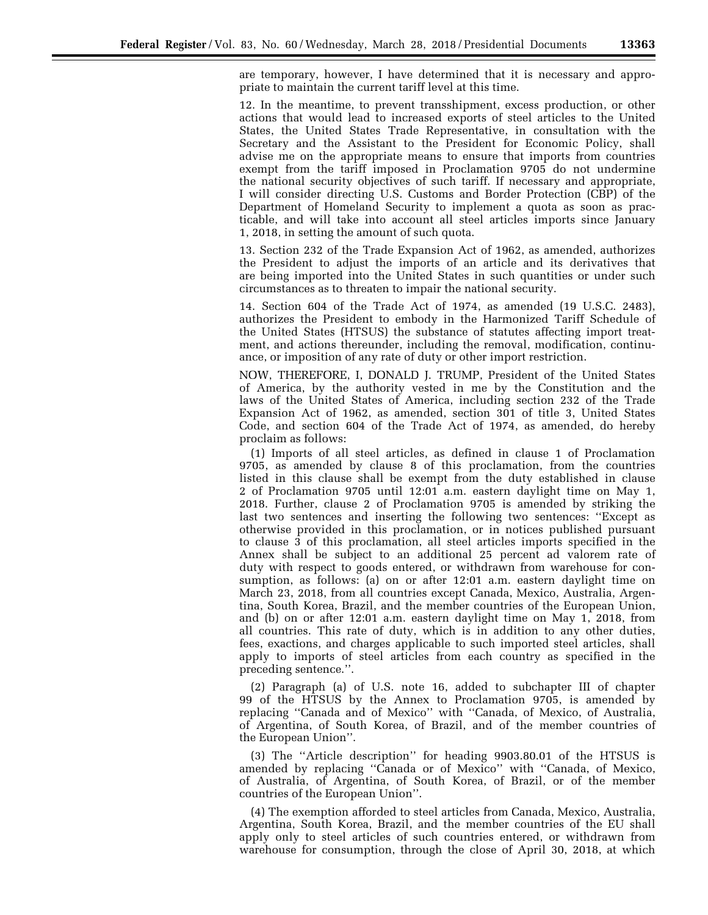are temporary, however, I have determined that it is necessary and appropriate to maintain the current tariff level at this time.

12. In the meantime, to prevent transshipment, excess production, or other actions that would lead to increased exports of steel articles to the United States, the United States Trade Representative, in consultation with the Secretary and the Assistant to the President for Economic Policy, shall advise me on the appropriate means to ensure that imports from countries exempt from the tariff imposed in Proclamation 9705 do not undermine the national security objectives of such tariff. If necessary and appropriate, I will consider directing U.S. Customs and Border Protection (CBP) of the Department of Homeland Security to implement a quota as soon as practicable, and will take into account all steel articles imports since January 1, 2018, in setting the amount of such quota.

13. Section 232 of the Trade Expansion Act of 1962, as amended, authorizes the President to adjust the imports of an article and its derivatives that are being imported into the United States in such quantities or under such circumstances as to threaten to impair the national security.

14. Section 604 of the Trade Act of 1974, as amended (19 U.S.C. 2483), authorizes the President to embody in the Harmonized Tariff Schedule of the United States (HTSUS) the substance of statutes affecting import treatment, and actions thereunder, including the removal, modification, continuance, or imposition of any rate of duty or other import restriction.

NOW, THEREFORE, I, DONALD J. TRUMP, President of the United States of America, by the authority vested in me by the Constitution and the laws of the United States of America, including section 232 of the Trade Expansion Act of 1962, as amended, section 301 of title 3, United States Code, and section 604 of the Trade Act of 1974, as amended, do hereby proclaim as follows:

(1) Imports of all steel articles, as defined in clause 1 of Proclamation 9705, as amended by clause 8 of this proclamation, from the countries listed in this clause shall be exempt from the duty established in clause 2 of Proclamation 9705 until 12:01 a.m. eastern daylight time on May 1, 2018. Further, clause 2 of Proclamation 9705 is amended by striking the last two sentences and inserting the following two sentences: "Except as otherwise provided in this proclamation, or in notices published pursuant to clause 3 of this proclamation, all steel articles imports specified in the Annex shall be subject to an additional 25 percent ad valorem rate of duty with respect to goods entered, or withdrawn from warehouse for consumption, as follows: (a) on or after 12:01 a.m. eastern daylight time on March 23, 2018, from all countries except Canada, Mexico, Australia, Argentina, South Korea, Brazil, and the member countries of the European Union, and (b) on or after 12:01 a.m. eastern daylight time on May 1, 2018, from all countries. This rate of duty, which is in addition to any other duties, fees, exactions, and charges applicable to such imported steel articles, shall apply to imports of steel articles from each country as specified in the preceding sentence.".

(2) Paragraph (a) of U.S. note 16, added to subchapter III of chapter 99 of the HTSUS by the Annex to Proclamation 9705, is amended by replacing "Canada and of Mexico" with "Canada, of Mexico, of Australia, of Argentina, of South Korea, of Brazil, and of the member countries of the European Union".

(3) The "Article description" for heading 9903.80.01 of the HTSUS is amended by replacing "Canada or of Mexico" with "Canada, of Mexico, of Australia, of Argentina, of South Korea, of Brazil, or of the member countries of the European Union".

(4) The exemption afforded to steel articles from Canada, Mexico, Australia, Argentina, South Korea, Brazil, and the member countries of the EU shall apply only to steel articles of such countries entered, or withdrawn from warehouse for consumption, through the close of April 30, 2018, at which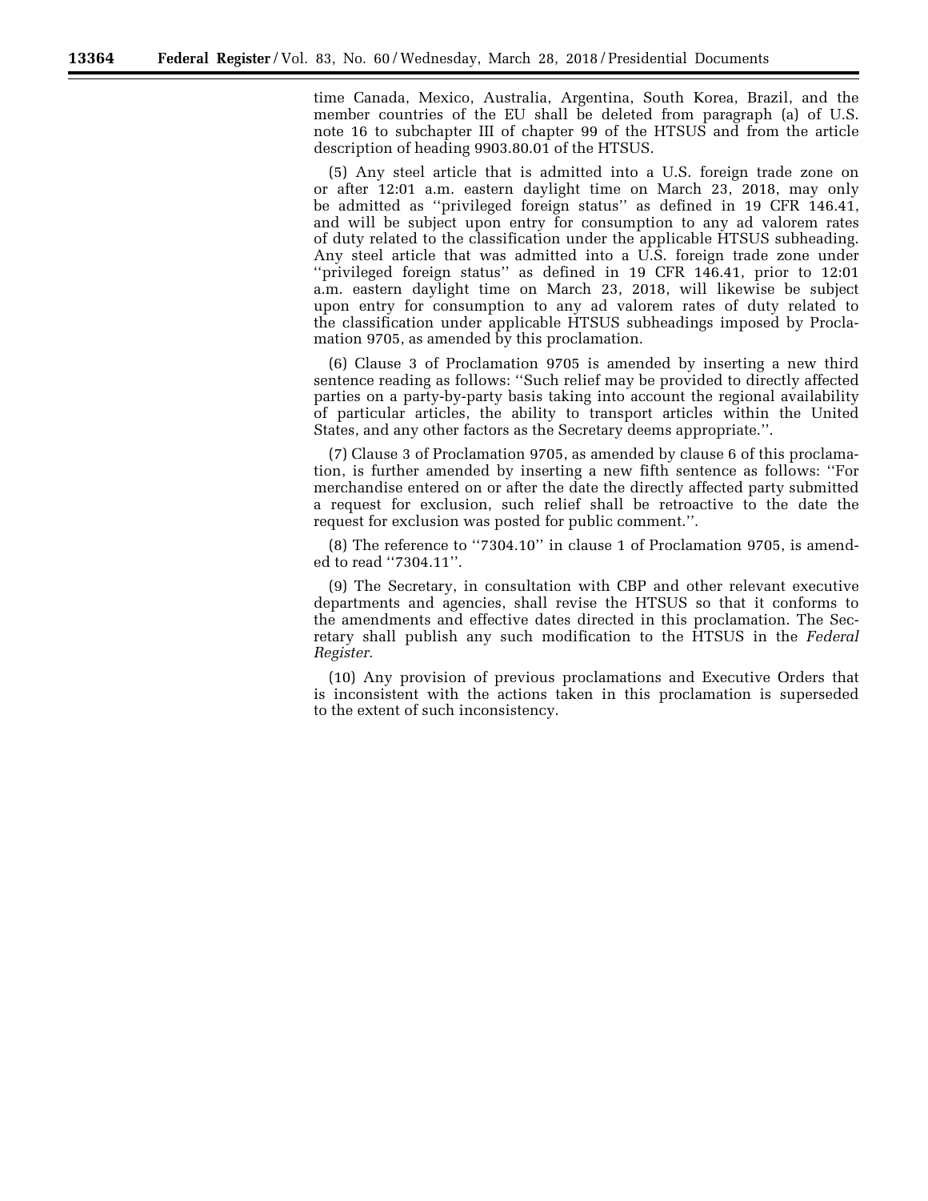time Canada, Mexico, Australia, Argentina, South Korea, Brazil, and the member countries of the EU shall be deleted from paragraph (a) of U.S. note 16 to subchapter III of chapter 99 of the HTSUS and from the article description of heading 9903.80.01 of the HTSUS.

(5) Any steel article that is admitted into a U.S. foreign trade zone on or after 12:01 a.m. eastern daylight time on March 23, 2018, may only be admitted as ''privileged foreign status'' as defined in 19 CFR 146.41, and will be subject upon entry for consumption to any ad valorem rates of duty related to the classification under the applicable HTSUS subheading. Any steel article that was admitted into a U.S. foreign trade zone under ''privileged foreign status'' as defined in 19 CFR 146.41, prior to 12:01 a.m. eastern daylight time on March 23, 2018, will likewise be subject upon entry for consumption to any ad valorem rates of duty related to the classification under applicable HTSUS subheadings imposed by Proclamation 9705, as amended by this proclamation.

(6) Clause 3 of Proclamation 9705 is amended by inserting a new third sentence reading as follows: ''Such relief may be provided to directly affected parties on a party-by-party basis taking into account the regional availability of particular articles, the ability to transport articles within the United States, and any other factors as the Secretary deems appropriate.''.

(7) Clause 3 of Proclamation 9705, as amended by clause 6 of this proclamation, is further amended by inserting a new fifth sentence as follows: ''For merchandise entered on or after the date the directly affected party submitted a request for exclusion, such relief shall be retroactive to the date the request for exclusion was posted for public comment.''.

(8) The reference to ''7304.10'' in clause 1 of Proclamation 9705, is amended to read ''7304.11''.

(9) The Secretary, in consultation with CBP and other relevant executive departments and agencies, shall revise the HTSUS so that it conforms to the amendments and effective dates directed in this proclamation. The Secretary shall publish any such modification to the HTSUS in the *Federal Register.*

(10) Any provision of previous proclamations and Executive Orders that is inconsistent with the actions taken in this proclamation is superseded to the extent of such inconsistency.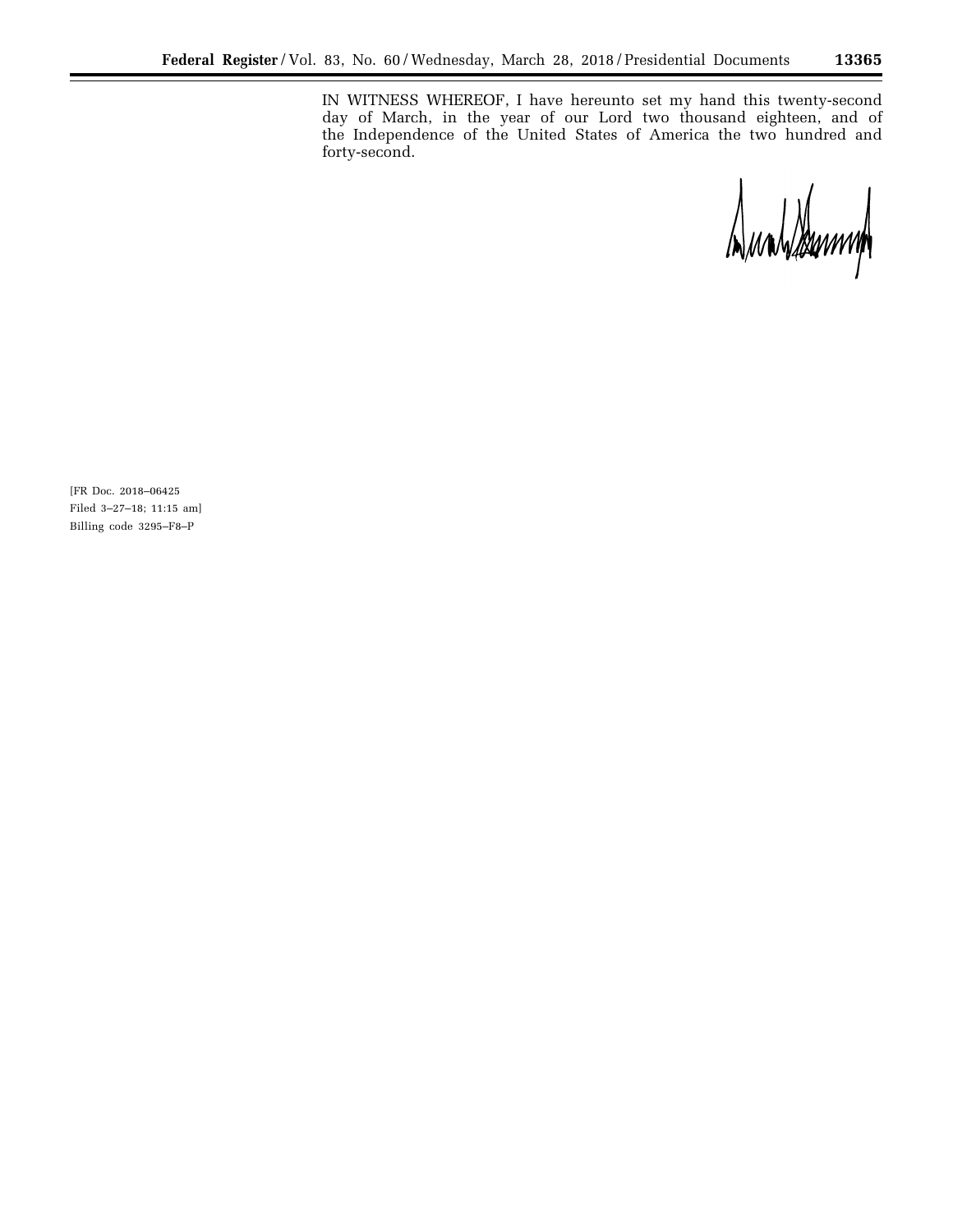IN WITNESS WHEREOF, I have hereunto set my hand this twenty-second day of March, in the year of our Lord two thousand eighteen, and of the Independence of the United States of America the two hundred and forty-second.

[FR Doc. 2018–06425

Filed 3–27–18; 11:15 am]

Billing code 3295–F8–P